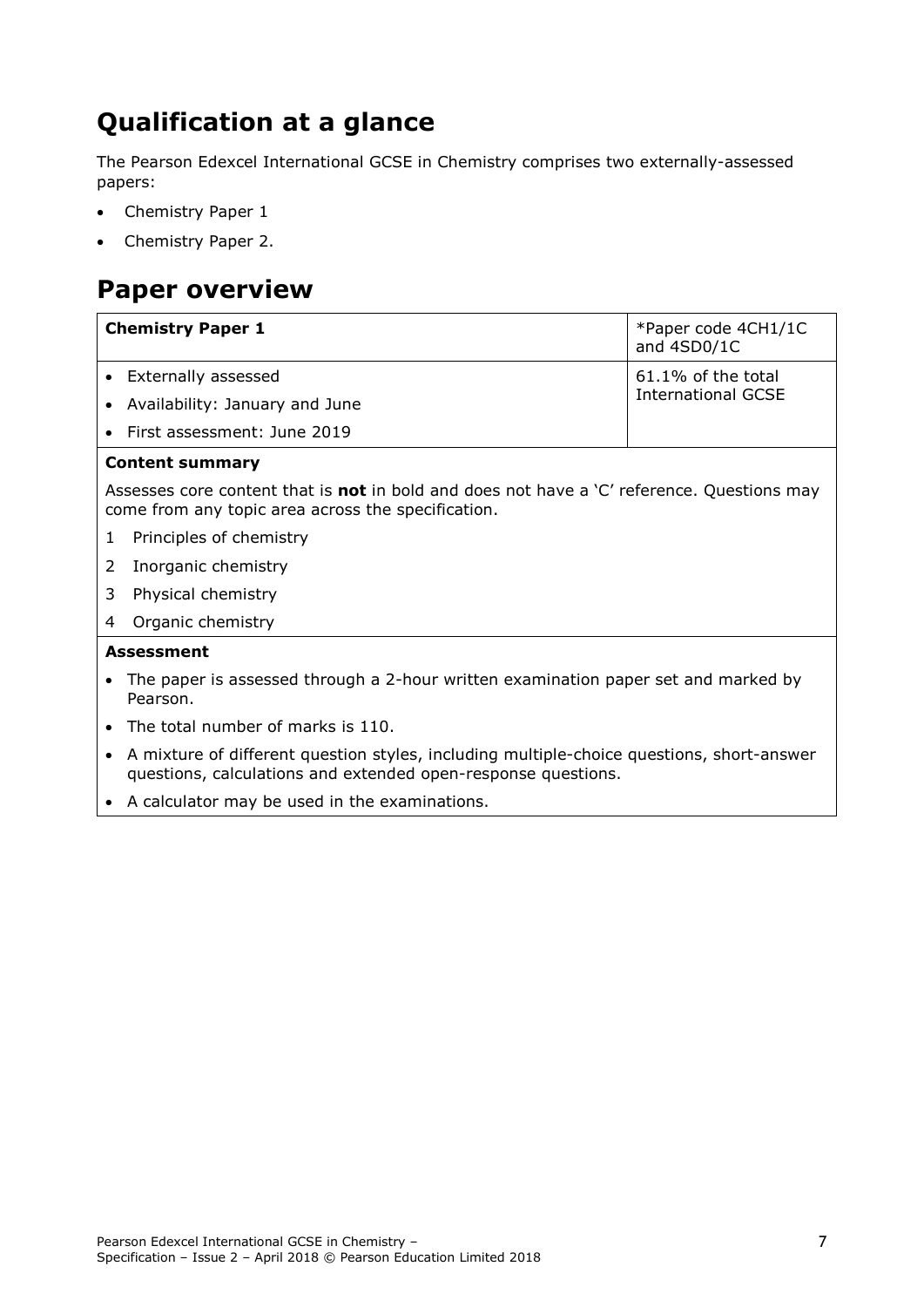## Qualification at a glance

The Pearson Edexcel International GCSE in Chemistry comprises two externally-assessed papers:

- Chemistry Paper 1
- Chemistry Paper 2.

## Paper overview

| **Chemistry Paper 1** | *Paper code 4CH1/1C and 4SD0/1C |
|---|---|
| • Externally assessed<br>• Availability: January and June<br>• First assessment: June 2019 | 61.1% of the total International GCSE |

**Content summary**

Assesses core content that is **not** in bold and does not have a 'C' reference. Questions may come from any topic area across the specification.

1. Principles of chemistry
2. Inorganic chemistry
3. Physical chemistry
4. Organic chemistry

**Assessment**

- The paper is assessed through a 2-hour written examination paper set and marked by Pearson.
- The total number of marks is 110.
- A mixture of different question styles, including multiple-choice questions, short-answer questions, calculations and extended open-response questions.
- A calculator may be used in the examinations.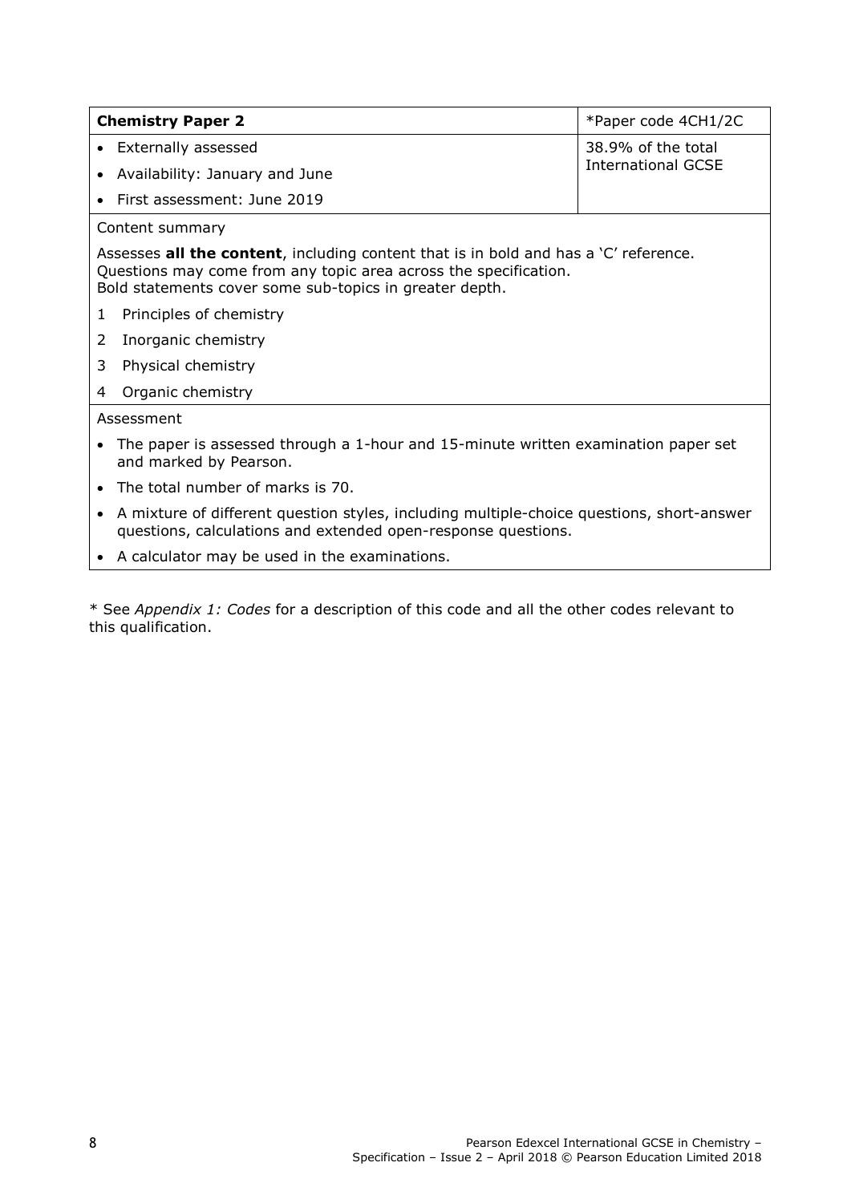| **Chemistry Paper 2** | *Paper code 4CH1/2C |
| --- | --- |
| • Externally assessed<br>• Availability: January and June<br>• First assessment: June 2019 | 38.9% of the total International GCSE |
| Content summary<br><br>Assesses **all the content**, including content that is in bold and has a 'C' reference. Questions may come from any topic area across the specification. Bold statements cover some sub-topics in greater depth.<br><br>1 Principles of chemistry<br>2 Inorganic chemistry<br>3 Physical chemistry<br>4 Organic chemistry | |
| Assessment<br><br>• The paper is assessed through a 1-hour and 15-minute written examination paper set and marked by Pearson.<br>• The total number of marks is 70.<br>• A mixture of different question styles, including multiple-choice questions, short-answer questions, calculations and extended open-response questions.<br>• A calculator may be used in the examinations. | |

* See *Appendix 1: Codes* for a description of this code and all the other codes relevant to this qualification.